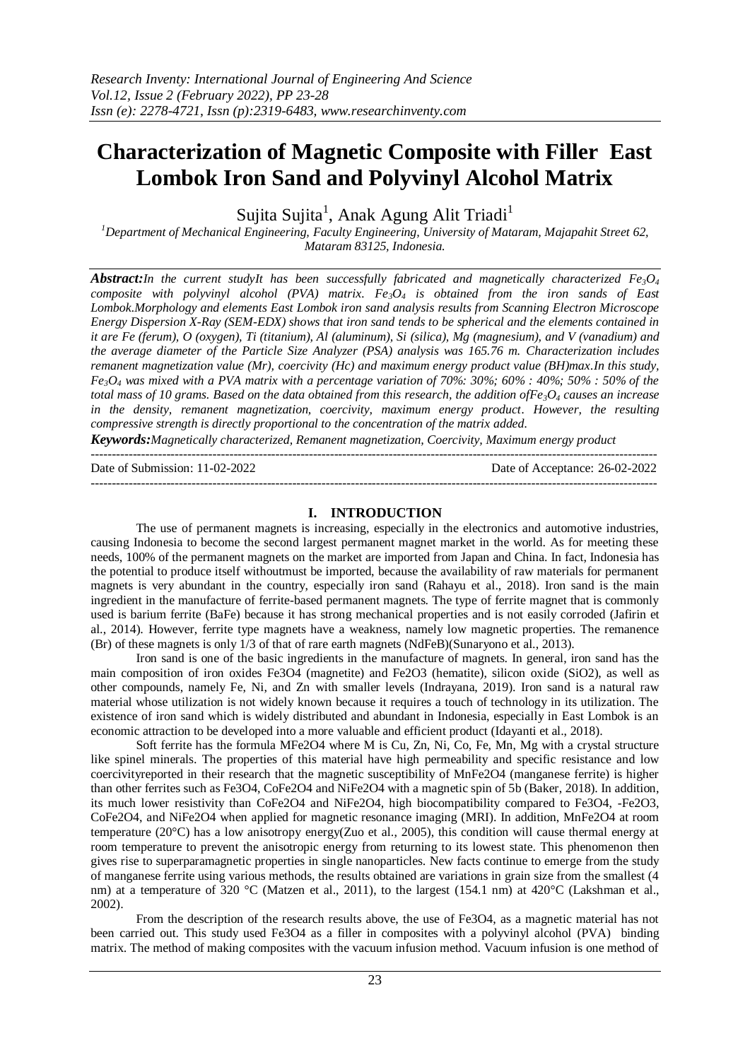# Characterization of Magnetic Composite with Filler East Lombok Iron Sand and Polyvinyl Alcohol Matrix

Sujita Sujita[1], Anak Agung Alit Triadi[1]

[1]Department of Mechanical Engineering, Faculty Engineering, University of Mataram, Majapahit Street 62, Mataram 83125, Indonesia.

***Abstract:****In the current studyIt has been successfully fabricated and magnetically characterized $Fe_3O_4$ composite with polyvinyl alcohol (PVA) matrix. $Fe_3O_4$ is obtained from the iron sands of East Lombok.Morphology and elements East Lombok iron sand analysis results from Scanning Electron Microscope Energy Dispersion X-Ray (SEM-EDX) shows that iron sand tends to be spherical and the elements contained in it are Fe (ferum), O (oxygen), Ti (titanium), Al (aluminum), Si (silica), Mg (magnesium), and V (vanadium) and the average diameter of the Particle Size Analyzer (PSA) analysis was 165.76 m. Characterization includes remanent magnetization value (Mr), coercivity (Hc) and maximum energy product value (BH)max.In this study, $Fe_3O_4$ was mixed with a PVA matrix with a percentage variation of 70%: 30%; 60% : 40%; 50% : 50% of the total mass of 10 grams. Based on the data obtained from this research, the addition of$Fe_3O_4$ causes an increase in the density, remanent magnetization, coercivity, maximum energy product. However, the resulting compressive strength is directly proportional to the concentration of the matrix added.*

***Keywords:****Magnetically characterized, Remanent magnetization, Coercivity, Maximum energy product*

---

Date of Submission: 11-02-2022 Date of Acceptance: 26-02-2022

---

## I. INTRODUCTION

The use of permanent magnets is increasing, especially in the electronics and automotive industries, causing Indonesia to become the second largest permanent magnet market in the world. As for meeting these needs, 100% of the permanent magnets on the market are imported from Japan and China. In fact, Indonesia has the potential to produce itself withoutmust be imported, because the availability of raw materials for permanent magnets is very abundant in the country, especially iron sand (Rahayu et al., 2018). Iron sand is the main ingredient in the manufacture of ferrite-based permanent magnets. The type of ferrite magnet that is commonly used is barium ferrite (BaFe) because it has strong mechanical properties and is not easily corroded (Jafirin et al., 2014). However, ferrite type magnets have a weakness, namely low magnetic properties. The remanence (Br) of these magnets is only 1/3 of that of rare earth magnets (NdFeB)(Sunaryono et al., 2013).

Iron sand is one of the basic ingredients in the manufacture of magnets. In general, iron sand has the main composition of iron oxides $Fe_3O_4$ (magnetite) and $Fe_2O_3$ (hematite), silicon oxide ($SiO_2$), as well as other compounds, namely Fe, Ni, and Zn with smaller levels (Indrayana, 2019). Iron sand is a natural raw material whose utilization is not widely known because it requires a touch of technology in its utilization. The existence of iron sand which is widely distributed and abundant in Indonesia, especially in East Lombok is an economic attraction to be developed into a more valuable and efficient product (Idayanti et al., 2018).

Soft ferrite has the formula $MFe_2O_4$ where M is Cu, Zn, Ni, Co, Fe, Mn, Mg with a crystal structure like spinel minerals. The properties of this material have high permeability and specific resistance and low coercivityreported in their research that the magnetic susceptibility of $MnFe_2O_4$ (manganese ferrite) is higher than other ferrites such as $Fe_3O_4$, $CoFe_2O_4$ and $NiFe_2O_4$ with a magnetic spin of 5b (Baker, 2018). In addition, its much lower resistivity than $CoFe_2O_4$ and $NiFe_2O_4$, high biocompatibility compared to $Fe_3O_4$, -$Fe_2O_3$, $CoFe_2O_4$, and $NiFe_2O_4$ when applied for magnetic resonance imaging (MRI). In addition, $MnFe_2O_4$ at room temperature (20°C) has a low anisotropy energy(Zuo et al., 2005), this condition will cause thermal energy at room temperature to prevent the anisotropic energy from returning to its lowest state. This phenomenon then gives rise to superparamagnetic properties in single nanoparticles. New facts continue to emerge from the study of manganese ferrite using various methods, the results obtained are variations in grain size from the smallest (4 nm) at a temperature of 320 °C (Matzen et al., 2011), to the largest (154.1 nm) at 420°C (Lakshman et al., 2002).

From the description of the research results above, the use of $Fe_3O_4$, as a magnetic material has not been carried out. This study used $Fe_3O_4$ as a filler in composites with a polyvinyl alcohol (PVA) binding matrix. The method of making composites with the vacuum infusion method. Vacuum infusion is one method of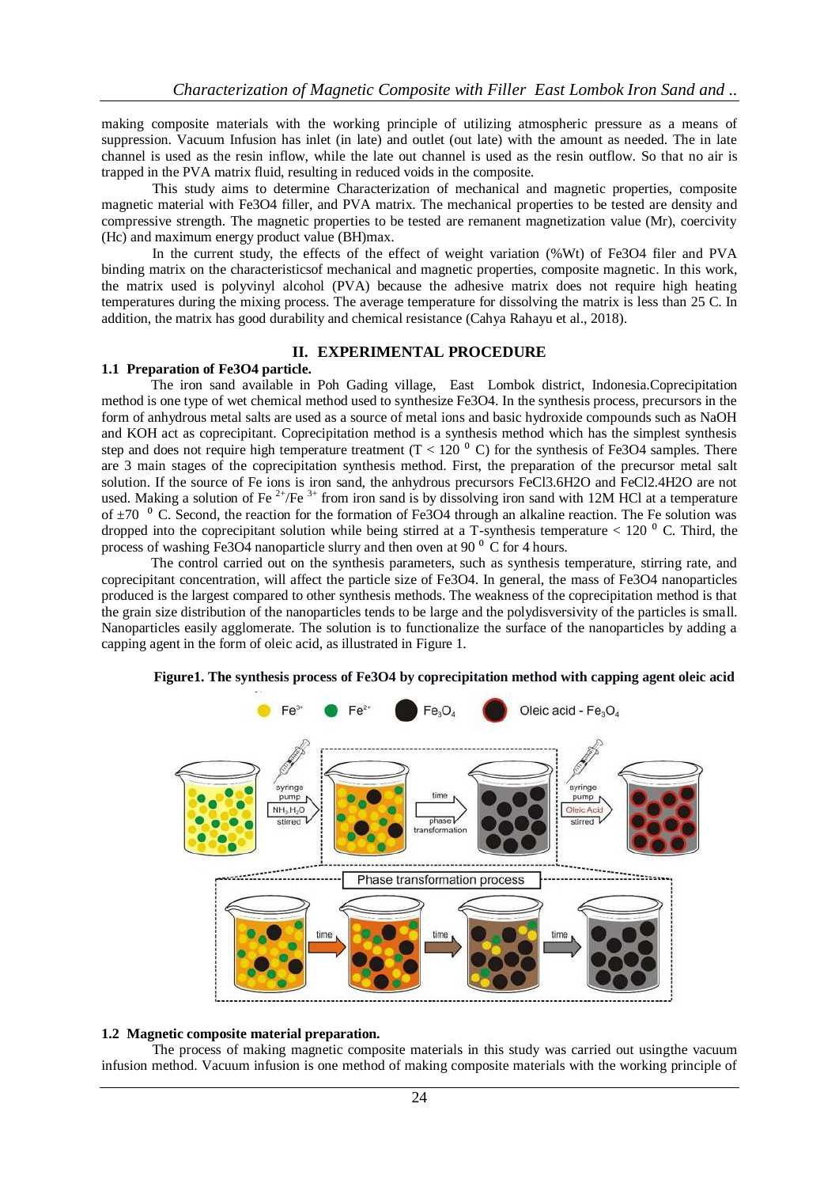making composite materials with the working principle of utilizing atmospheric pressure as a means of suppression. Vacuum Infusion has inlet (in late) and outlet (out late) with the amount as needed. The in late channel is used as the resin inflow, while the late out channel is used as the resin outflow. So that no air is trapped in the PVA matrix fluid, resulting in reduced voids in the composite.

This study aims to determine Characterization of mechanical and magnetic properties, composite magnetic material with Fe3O4 filler, and PVA matrix. The mechanical properties to be tested are density and compressive strength. The magnetic properties to be tested are remanent magnetization value (Mr), coercivity (Hc) and maximum energy product value (BH)max.

In the current study, the effects of the effect of weight variation (%Wt) of Fe3O4 filer and PVA binding matrix on the characteristicsof mechanical and magnetic properties, composite magnetic. In this work, the matrix used is polyvinyl alcohol (PVA) because the adhesive matrix does not require high heating temperatures during the mixing process. The average temperature for dissolving the matrix is less than 25 C. In addition, the matrix has good durability and chemical resistance (Cahya Rahayu et al., 2018).

## II. EXPERIMENTAL PROCEDURE

### 1.1 Preparation of Fe3O4 particle.

The iron sand available in Poh Gading village, East Lombok district, Indonesia.Coprecipitation method is one type of wet chemical method used to synthesize Fe3O4. In the synthesis process, precursors in the form of anhydrous metal salts are used as a source of metal ions and basic hydroxide compounds such as NaOH and KOH act as coprecipitant. Coprecipitation method is a synthesis method which has the simplest synthesis step and does not require high temperature treatment ($T < 120\ ^0$ C) for the synthesis of Fe3O4 samples. There are 3 main stages of the coprecipitation synthesis method. First, the preparation of the precursor metal salt solution. If the source of Fe ions is iron sand, the anhydrous precursors FeCl3.6H2O and FeCl2.4H2O are not used. Making a solution of $Fe^{2+}/Fe^{3+}$ from iron sand is by dissolving iron sand with 12M HCl at a temperature of $\pm 70\ ^0$ C. Second, the reaction for the formation of Fe3O4 through an alkaline reaction. The Fe solution was dropped into the coprecipitant solution while being stirred at a T-synthesis temperature $< 120\ ^0$ C. Third, the process of washing Fe3O4 nanoparticle slurry and then oven at $90\ ^0$ C for 4 hours.

The control carried out on the synthesis parameters, such as synthesis temperature, stirring rate, and coprecipitant concentration, will affect the particle size of Fe3O4. In general, the mass of Fe3O4 nanoparticles produced is the largest compared to other synthesis methods. The weakness of the coprecipitation method is that the grain size distribution of the nanoparticles tends to be large and the polydisversivity of the particles is small. Nanoparticles easily agglomerate. The solution is to functionalize the surface of the nanoparticles by adding a capping agent in the form of oleic acid, as illustrated in Figure 1.

**Figure1. The synthesis process of Fe3O4 by coprecipitation method with capping agent oleic acid**

### 1.2 Magnetic composite material preparation.

The process of making magnetic composite materials in this study was carried out usingthe vacuum infusion method. Vacuum infusion is one method of making composite materials with the working principle of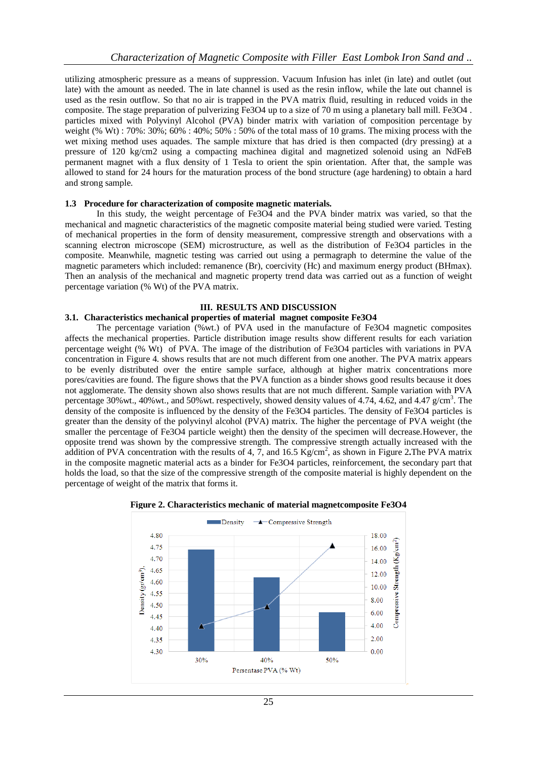utilizing atmospheric pressure as a means of suppression. Vacuum Infusion has inlet (in late) and outlet (out late) with the amount as needed. The in late channel is used as the resin inflow, while the late out channel is used as the resin outflow. So that no air is trapped in the PVA matrix fluid, resulting in reduced voids in the composite. The stage preparation of pulverizing Fe3O4 up to a size of 70 m using a planetary ball mill. Fe3O4 . particles mixed with Polyvinyl Alcohol (PVA) binder matrix with variation of composition percentage by weight (% Wt) : 70%: 30%; 60% : 40%; 50% : 50% of the total mass of 10 grams. The mixing process with the wet mixing method uses aquades. The sample mixture that has dried is then compacted (dry pressing) at a pressure of 120 kg/cm2 using a compacting machinea digital and magnetized solenoid using an NdFeB permanent magnet with a flux density of 1 Tesla to orient the spin orientation. After that, the sample was allowed to stand for 24 hours for the maturation process of the bond structure (age hardening) to obtain a hard and strong sample.

### 1.3 Procedure for characterization of composite magnetic materials.

In this study, the weight percentage of Fe3O4 and the PVA binder matrix was varied, so that the mechanical and magnetic characteristics of the magnetic composite material being studied were varied. Testing of mechanical properties in the form of density measurement, compressive strength and observations with a scanning electron microscope (SEM) microstructure, as well as the distribution of Fe3O4 particles in the composite. Meanwhile, magnetic testing was carried out using a permagraph to determine the value of the magnetic parameters which included: remanence (Br), coercivity (Hc) and maximum energy product (BHmax). Then an analysis of the mechanical and magnetic property trend data was carried out as a function of weight percentage variation (% Wt) of the PVA matrix.

## III. RESULTS AND DISCUSSION

### 3.1. Characteristics mechanical properties of material magnet composite Fe3O4

The percentage variation (%wt.) of PVA used in the manufacture of Fe3O4 magnetic composites affects the mechanical properties. Particle distribution image results show different results for each variation percentage weight (% Wt) of PVA. The image of the distribution of Fe3O4 particles with variations in PVA concentration in Figure 4. shows results that are not much different from one another. The PVA matrix appears to be evenly distributed over the entire sample surface, although at higher matrix concentrations more pores/cavities are found. The figure shows that the PVA function as a binder shows good results because it does not agglomerate. The density shown also shows results that are not much different. Sample variation with PVA percentage 30%wt., 40%wt., and 50%wt. respectively, showed density values of 4.74, 4.62, and 4.47 g/cm$^3$. The density of the composite is influenced by the density of the Fe3O4 particles. The density of Fe3O4 particles is greater than the density of the polyvinyl alcohol (PVA) matrix. The higher the percentage of PVA weight (the smaller the percentage of Fe3O4 particle weight) then the density of the specimen will decrease.However, the opposite trend was shown by the compressive strength. The compressive strength actually increased with the addition of PVA concentration with the results of 4, 7, and 16.5 Kg/cm$^2$, as shown in Figure 2.The PVA matrix in the composite magnetic material acts as a binder for Fe3O4 particles, reinforcement, the secondary part that holds the load, so that the size of the compressive strength of the composite material is highly dependent on the percentage of weight of the matrix that forms it.

**Figure 2. Characteristics mechanic of material magnetcomposite Fe3O4**

| Persentase PVA (% Wt) | Density (gr/cm$^3$) | Compressive Strength (Kg/cm$^2$) |
|---|---|---|
| 30% | 4.74 | 4 |
| 40% | 4.62 | 7 |
| 50% | 4.47 | 16.5 |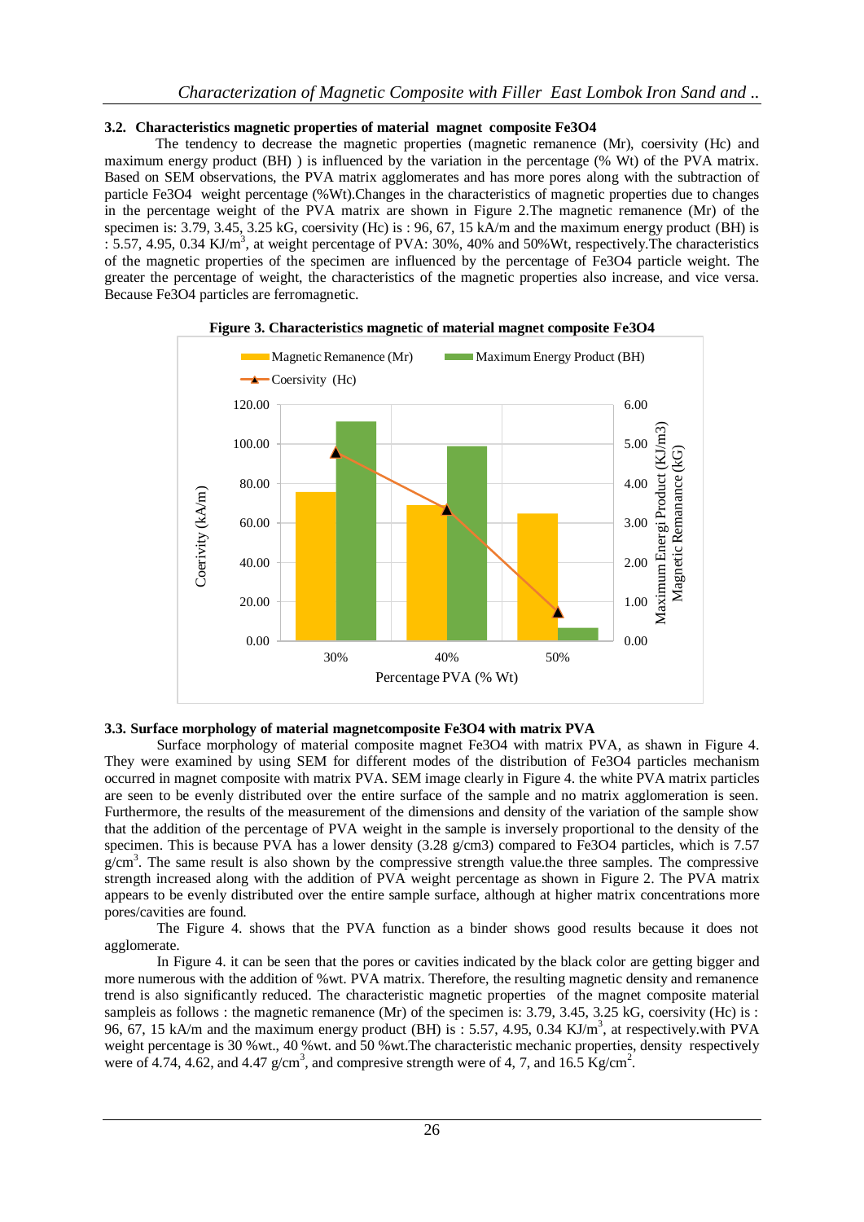### 3.2. Characteristics magnetic properties of material magnet composite Fe3O4

The tendency to decrease the magnetic properties (magnetic remanence (Mr), coersivity (Hc) and maximum energy product (BH) ) is influenced by the variation in the percentage (% Wt) of the PVA matrix. Based on SEM observations, the PVA matrix agglomerates and has more pores along with the subtraction of particle Fe3O4 weight percentage (%Wt).Changes in the characteristics of magnetic properties due to changes in the percentage weight of the PVA matrix are shown in Figure 2.The magnetic remanence (Mr) of the specimen is: 3.79, 3.45, 3.25 kG, coersivity (Hc) is : 96, 67, 15 kA/m and the maximum energy product (BH) is : 5.57, 4.95, 0.34 KJ/m$^3$, at weight percentage of PVA: 30%, 40% and 50%Wt, respectively.The characteristics of the magnetic properties of the specimen are influenced by the percentage of Fe3O4 particle weight. The greater the percentage of weight, the characteristics of the magnetic properties also increase, and vice versa. Because Fe3O4 particles are ferromagnetic.

**Figure 3. Characteristics magnetic of material magnet composite Fe3O4**

### 3.3. Surface morphology of material magnetcomposite Fe3O4 with matrix PVA

Surface morphology of material composite magnet Fe3O4 with matrix PVA, as shawn in Figure 4. They were examined by using SEM for different modes of the distribution of Fe3O4 particles mechanism occurred in magnet composite with matrix PVA. SEM image clearly in Figure 4. the white PVA matrix particles are seen to be evenly distributed over the entire surface of the sample and no matrix agglomeration is seen. Furthermore, the results of the measurement of the dimensions and density of the variation of the sample show that the addition of the percentage of PVA weight in the sample is inversely proportional to the density of the specimen. This is because PVA has a lower density (3.28 g/cm3) compared to Fe3O4 particles, which is 7.57 g/cm$^3$. The same result is also shown by the compressive strength value.the three samples. The compressive strength increased along with the addition of PVA weight percentage as shown in Figure 2. The PVA matrix appears to be evenly distributed over the entire sample surface, although at higher matrix concentrations more pores/cavities are found.

The Figure 4. shows that the PVA function as a binder shows good results because it does not agglomerate.

In Figure 4. it can be seen that the pores or cavities indicated by the black color are getting bigger and more numerous with the addition of %wt. PVA matrix. Therefore, the resulting magnetic density and remanence trend is also significantly reduced. The characteristic magnetic properties of the magnet composite material sampleis as follows : the magnetic remanence (Mr) of the specimen is: 3.79, 3.45, 3.25 kG, coersivity (Hc) is : 96, 67, 15 kA/m and the maximum energy product (BH) is : 5.57, 4.95, 0.34 KJ/m$^3$, at respectively.with PVA weight percentage is 30 %wt., 40 %wt. and 50 %wt.The characteristic mechanic properties, density respectively were of 4.74, 4.62, and 4.47 g/cm$^3$, and compresive strength were of 4, 7, and 16.5 Kg/cm$^2$.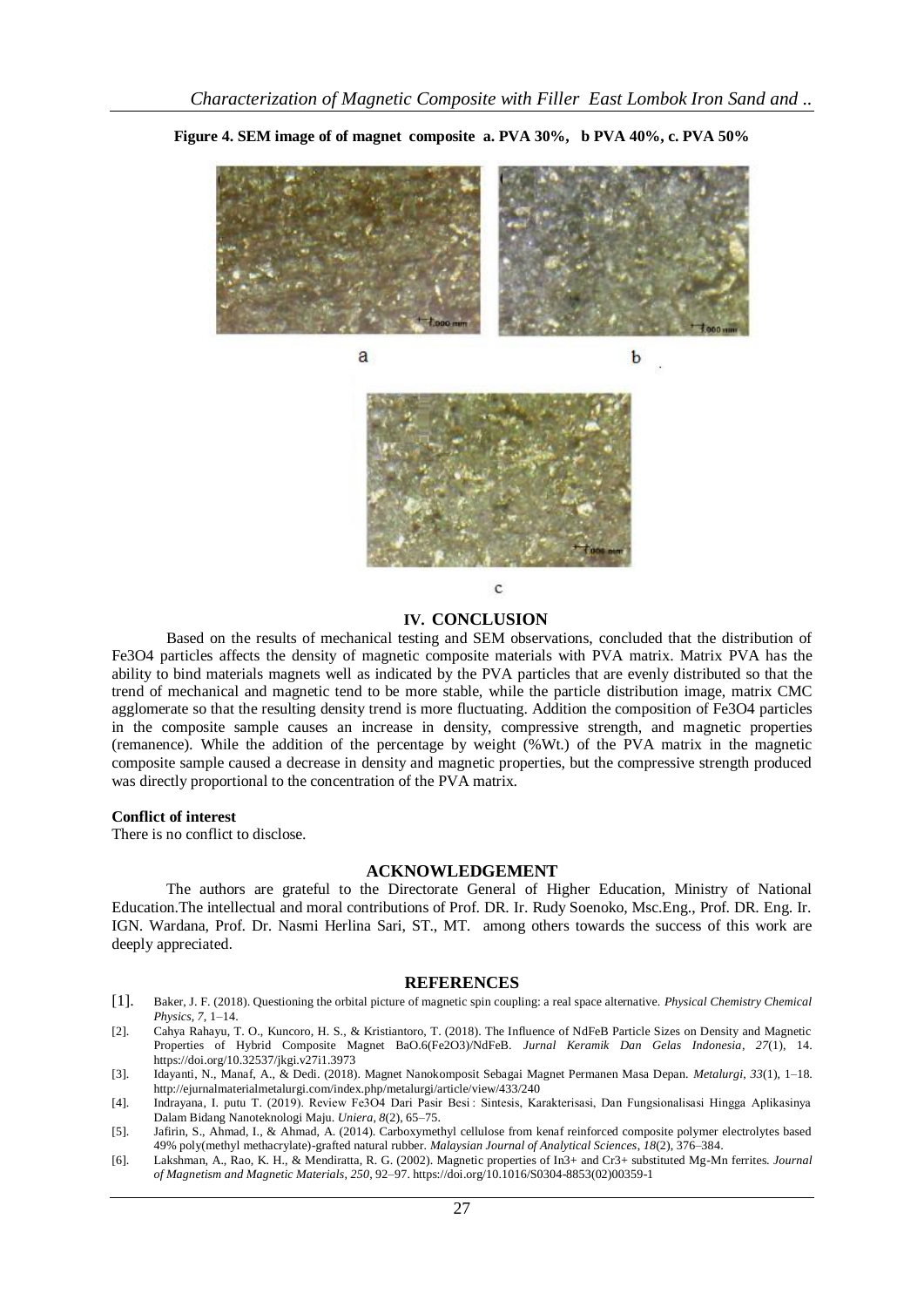**Figure 4. SEM image of of magnet composite a. PVA 30%, b PVA 40%, c. PVA 50%**

## IV. CONCLUSION

Based on the results of mechanical testing and SEM observations, concluded that the distribution of $Fe_3O_4$ particles affects the density of magnetic composite materials with PVA matrix. Matrix PVA has the ability to bind materials magnets well as indicated by the PVA particles that are evenly distributed so that the trend of mechanical and magnetic tend to be more stable, while the particle distribution image, matrix CMC agglomerate so that the resulting density trend is more fluctuating. Addition the composition of $Fe_3O_4$ particles in the composite sample causes an increase in density, compressive strength, and magnetic properties (remanence). While the addition of the percentage by weight (%Wt.) of the PVA matrix in the magnetic composite sample caused a decrease in density and magnetic properties, but the compressive strength produced was directly proportional to the concentration of the PVA matrix.

**Conflict of interest**

There is no conflict to disclose.

## ACKNOWLEDGEMENT

The authors are grateful to the Directorate General of Higher Education, Ministry of National Education.The intellectual and moral contributions of Prof. DR. Ir. Rudy Soenoko, Msc.Eng., Prof. DR. Eng. Ir. IGN. Wardana, Prof. Dr. Nasmi Herlina Sari, ST., MT. among others towards the success of this work are deeply appreciated.

## REFERENCES

[1]. Baker, J. F. (2018). Questioning the orbital picture of magnetic spin coupling: a real space alternative. *Physical Chemistry Chemical Physics*, *7*, 1–14.

[2]. Cahya Rahayu, T. O., Kuncoro, H. S., & Kristiantoro, T. (2018). The Influence of NdFeB Particle Sizes on Density and Magnetic Properties of Hybrid Composite Magnet BaO.6(Fe2O3)/NdFeB. *Jurnal Keramik Dan Gelas Indonesia*, *27*(1), 14. https://doi.org/10.32537/jkgi.v27i1.3973

[3]. Idayanti, N., Manaf, A., & Dedi. (2018). Magnet Nanokomposit Sebagai Magnet Permanen Masa Depan. *Metalurgi*, *33*(1), 1–18. http://ejurnalmaterialmetalurgi.com/index.php/metalurgi/article/view/433/240

[4]. Indrayana, I. putu T. (2019). Review Fe3O4 Dari Pasir Besi : Sintesis, Karakterisasi, Dan Fungsionalisasi Hingga Aplikasinya Dalam Bidang Nanoteknologi Maju. *Uniera*, *8*(2), 65–75.

[5]. Jafirin, S., Ahmad, I., & Ahmad, A. (2014). Carboxymethyl cellulose from kenaf reinforced composite polymer electrolytes based 49% poly(methyl methacrylate)-grafted natural rubber. *Malaysian Journal of Analytical Sciences*, *18*(2), 376–384.

[6]. Lakshman, A., Rao, K. H., & Mendiratta, R. G. (2002). Magnetic properties of In3+ and Cr3+ substituted Mg-Mn ferrites. *Journal of Magnetism and Magnetic Materials*, *250*, 92–97. https://doi.org/10.1016/S0304-8853(02)00359-1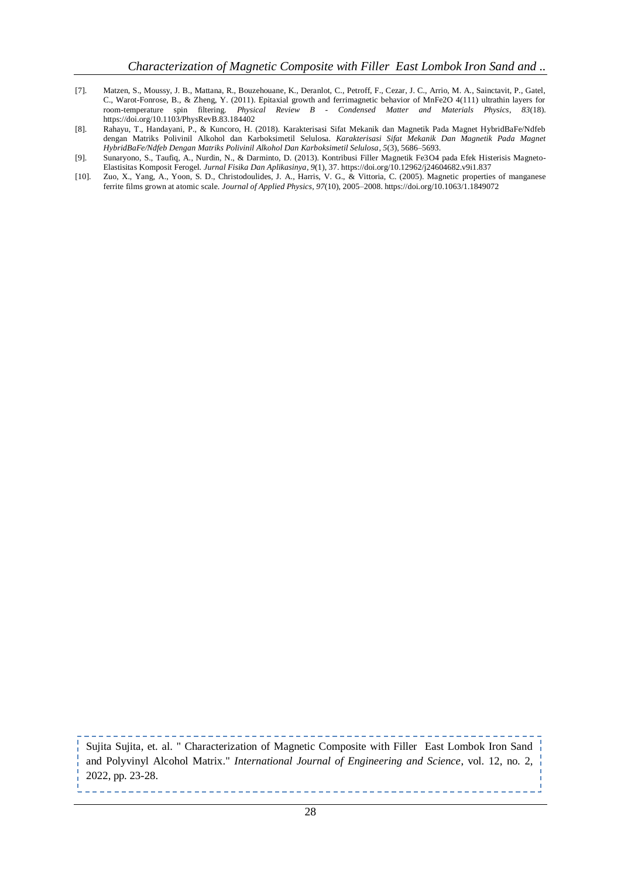[7]. Matzen, S., Moussy, J. B., Mattana, R., Bouzehouane, K., Deranlot, C., Petroff, F., Cezar, J. C., Arrio, M. A., Sainctavit, P., Gatel, C., Warot-Fonrose, B., & Zheng, Y. (2011). Epitaxial growth and ferrimagnetic behavior of MnFe2O 4(111) ultrathin layers for room-temperature spin filtering. *Physical Review B - Condensed Matter and Materials Physics*, *83*(18). https://doi.org/10.1103/PhysRevB.83.184402

[8]. Rahayu, T., Handayani, P., & Kuncoro, H. (2018). Karakterisasi Sifat Mekanik dan Magnetik Pada Magnet HybridBaFe/Ndfeb dengan Matriks Polivinil Alkohol dan Karboksimetil Selulosa. *Karakterisasi Sifat Mekanik Dan Magnetik Pada Magnet HybridBaFe/Ndfeb Dengan Matriks Polivinil Alkohol Dan Karboksimetil Selulosa*, *5*(3), 5686–5693.

[9]. Sunaryono, S., Taufiq, A., Nurdin, N., & Darminto, D. (2013). Kontribusi Filler Magnetik Fe3O4 pada Efek Histerisis Magneto-Elastisitas Komposit Ferogel. *Jurnal Fisika Dan Aplikasinya*, *9*(1), 37. https://doi.org/10.12962/j24604682.v9i1.837

[10]. Zuo, X., Yang, A., Yoon, S. D., Christodoulides, J. A., Harris, V. G., & Vittoria, C. (2005). Magnetic properties of manganese ferrite films grown at atomic scale. *Journal of Applied Physics*, *97*(10), 2005–2008. https://doi.org/10.1063/1.1849072

Sujita Sujita, et. al. " Characterization of Magnetic Composite with Filler East Lombok Iron Sand and Polyvinyl Alcohol Matrix." *International Journal of Engineering and Science*, vol. 12, no. 2, 2022, pp. 23-28.